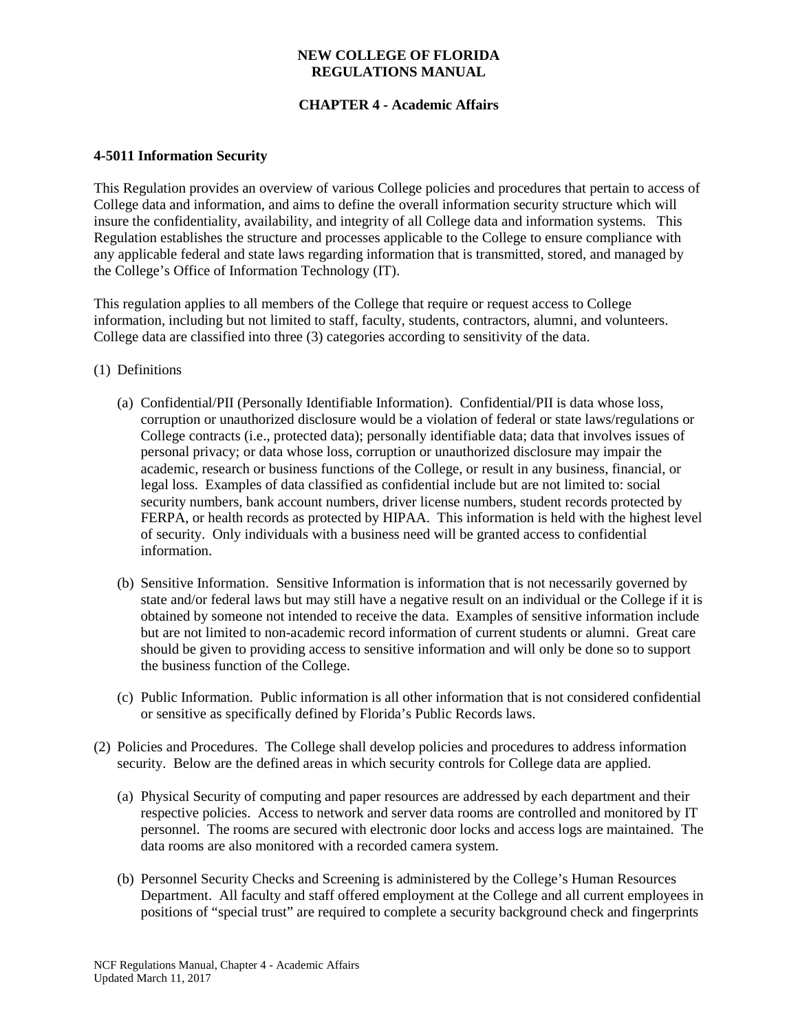# NEW COLLEGE OF FLORIDA
# REGULATIONS MANUAL

## CHAPTER 4 - Academic Affairs

### 4-5011 Information Security

This Regulation provides an overview of various College policies and procedures that pertain to access of College data and information, and aims to define the overall information security structure which will insure the confidentiality, availability, and integrity of all College data and information systems. This Regulation establishes the structure and processes applicable to the College to ensure compliance with any applicable federal and state laws regarding information that is transmitted, stored, and managed by the College's Office of Information Technology (IT).

This regulation applies to all members of the College that require or request access to College information, including but not limited to staff, faculty, students, contractors, alumni, and volunteers. College data are classified into three (3) categories according to sensitivity of the data.

(1) Definitions

(a) Confidential/PII (Personally Identifiable Information). Confidential/PII is data whose loss, corruption or unauthorized disclosure would be a violation of federal or state laws/regulations or College contracts (i.e., protected data); personally identifiable data; data that involves issues of personal privacy; or data whose loss, corruption or unauthorized disclosure may impair the academic, research or business functions of the College, or result in any business, financial, or legal loss. Examples of data classified as confidential include but are not limited to: social security numbers, bank account numbers, driver license numbers, student records protected by FERPA, or health records as protected by HIPAA. This information is held with the highest level of security. Only individuals with a business need will be granted access to confidential information.

(b) Sensitive Information. Sensitive Information is information that is not necessarily governed by state and/or federal laws but may still have a negative result on an individual or the College if it is obtained by someone not intended to receive the data. Examples of sensitive information include but are not limited to non-academic record information of current students or alumni. Great care should be given to providing access to sensitive information and will only be done so to support the business function of the College.

(c) Public Information. Public information is all other information that is not considered confidential or sensitive as specifically defined by Florida's Public Records laws.

(2) Policies and Procedures. The College shall develop policies and procedures to address information security. Below are the defined areas in which security controls for College data are applied.

(a) Physical Security of computing and paper resources are addressed by each department and their respective policies. Access to network and server data rooms are controlled and monitored by IT personnel. The rooms are secured with electronic door locks and access logs are maintained. The data rooms are also monitored with a recorded camera system.

(b) Personnel Security Checks and Screening is administered by the College's Human Resources Department. All faculty and staff offered employment at the College and all current employees in positions of "special trust" are required to complete a security background check and fingerprints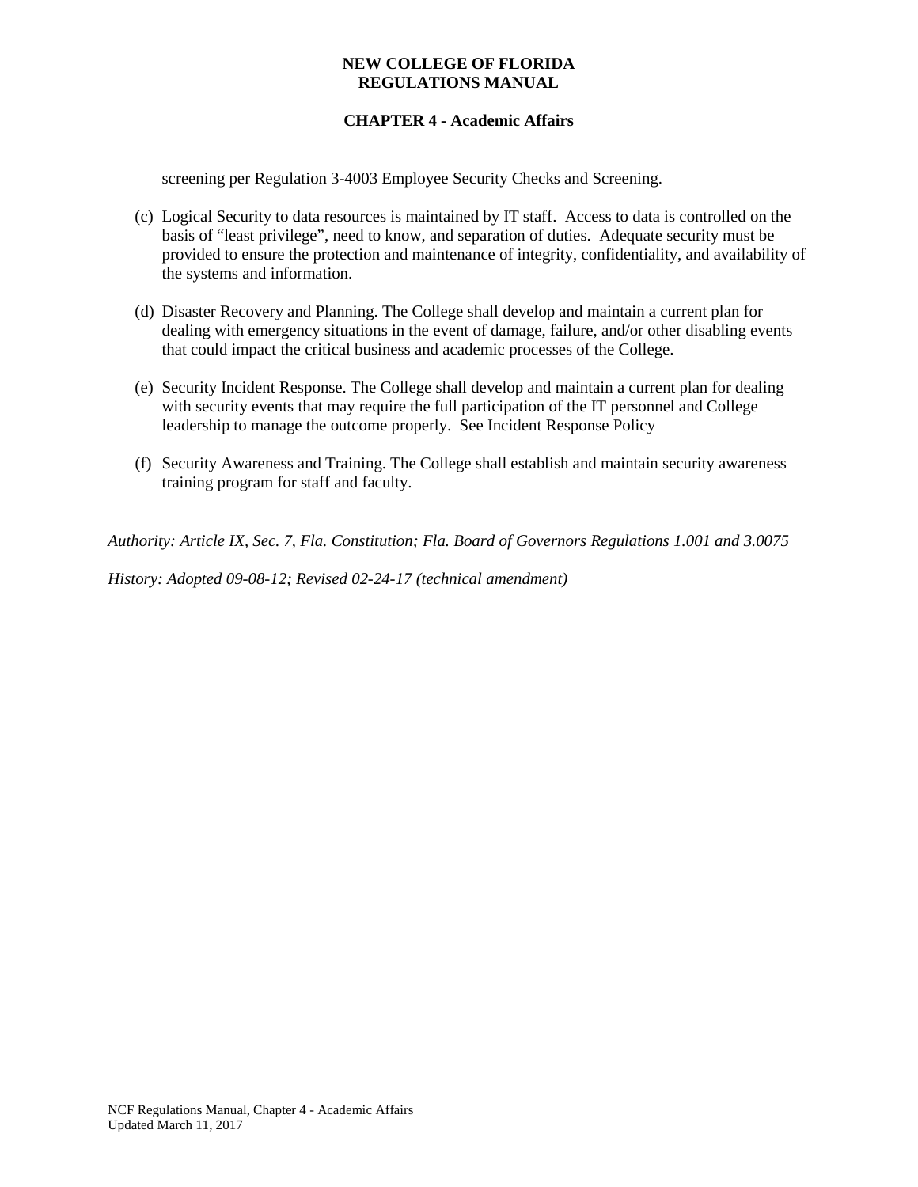screening per Regulation 3-4003 Employee Security Checks and Screening.

(c) Logical Security to data resources is maintained by IT staff. Access to data is controlled on the basis of "least privilege", need to know, and separation of duties. Adequate security must be provided to ensure the protection and maintenance of integrity, confidentiality, and availability of the systems and information.

(d) Disaster Recovery and Planning. The College shall develop and maintain a current plan for dealing with emergency situations in the event of damage, failure, and/or other disabling events that could impact the critical business and academic processes of the College.

(e) Security Incident Response. The College shall develop and maintain a current plan for dealing with security events that may require the full participation of the IT personnel and College leadership to manage the outcome properly. See Incident Response Policy

(f) Security Awareness and Training. The College shall establish and maintain security awareness training program for staff and faculty.

*Authority: Article IX, Sec. 7, Fla. Constitution; Fla. Board of Governors Regulations 1.001 and 3.0075*

*History: Adopted 09-08-12; Revised 02-24-17 (technical amendment)*